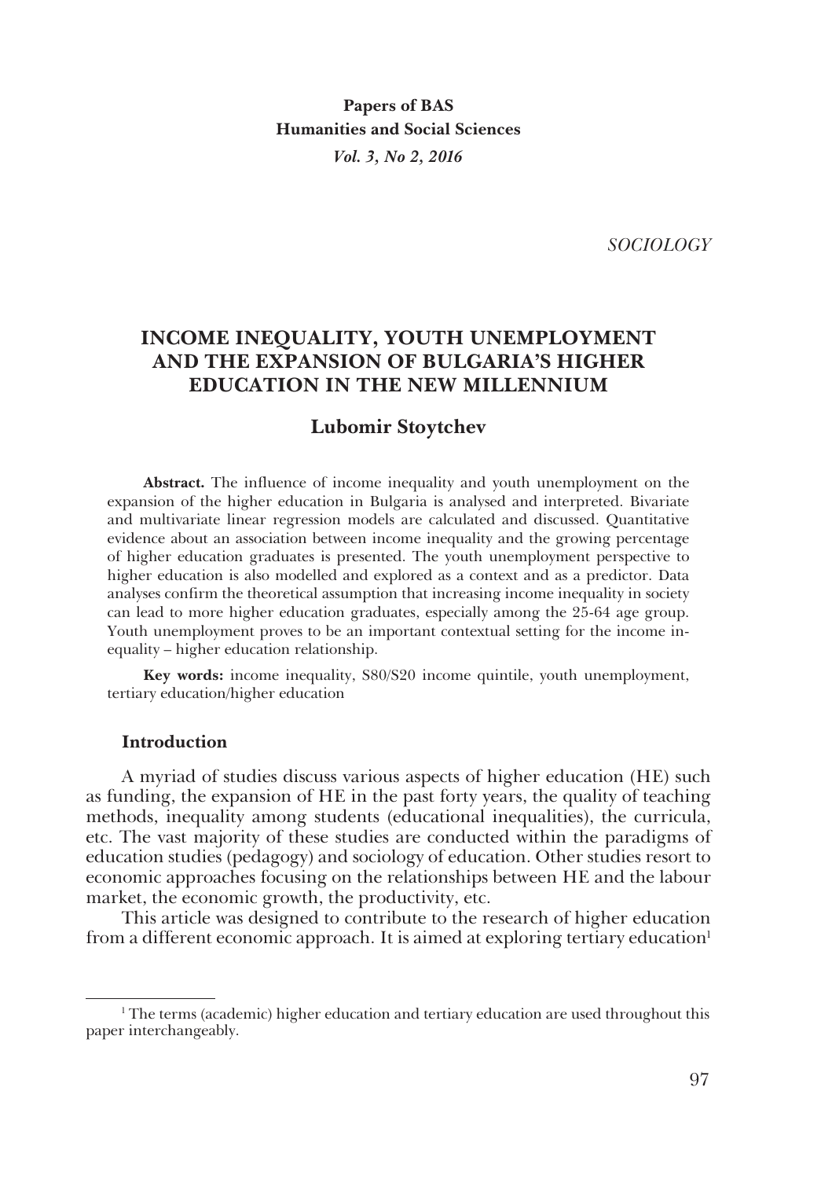**Papers of BAS**
**Humanities and Social Sciences**
***Vol. 3, No 2, 2016***

*SOCIOLOGY*

# INCOME INEQUALITY, YOUTH UNEMPLOYMENT AND THE EXPANSION OF BULGARIA'S HIGHER EDUCATION IN THE NEW MILLENNIUM

## Lubomir Stoytchev

**Abstract.** The influence of income inequality and youth unemployment on the expansion of the higher education in Bulgaria is analysed and interpreted. Bivariate and multivariate linear regression models are calculated and discussed. Quantitative evidence about an association between income inequality and the growing percentage of higher education graduates is presented. The youth unemployment perspective to higher education is also modelled and explored as a context and as a predictor. Data analyses confirm the theoretical assumption that increasing income inequality in society can lead to more higher education graduates, especially among the 25-64 age group. Youth unemployment proves to be an important contextual setting for the income inequality – higher education relationship.

**Key words:** income inequality, S80/S20 income quintile, youth unemployment, tertiary education/higher education

### Introduction

A myriad of studies discuss various aspects of higher education (HE) such as funding, the expansion of HE in the past forty years, the quality of teaching methods, inequality among students (educational inequalities), the curricula, etc. The vast majority of these studies are conducted within the paradigms of education studies (pedagogy) and sociology of education. Other studies resort to economic approaches focusing on the relationships between HE and the labour market, the economic growth, the productivity, etc.

This article was designed to contribute to the research of higher education from a different economic approach. It is aimed at exploring tertiary education[1]

[1] The terms (academic) higher education and tertiary education are used throughout this paper interchangeably.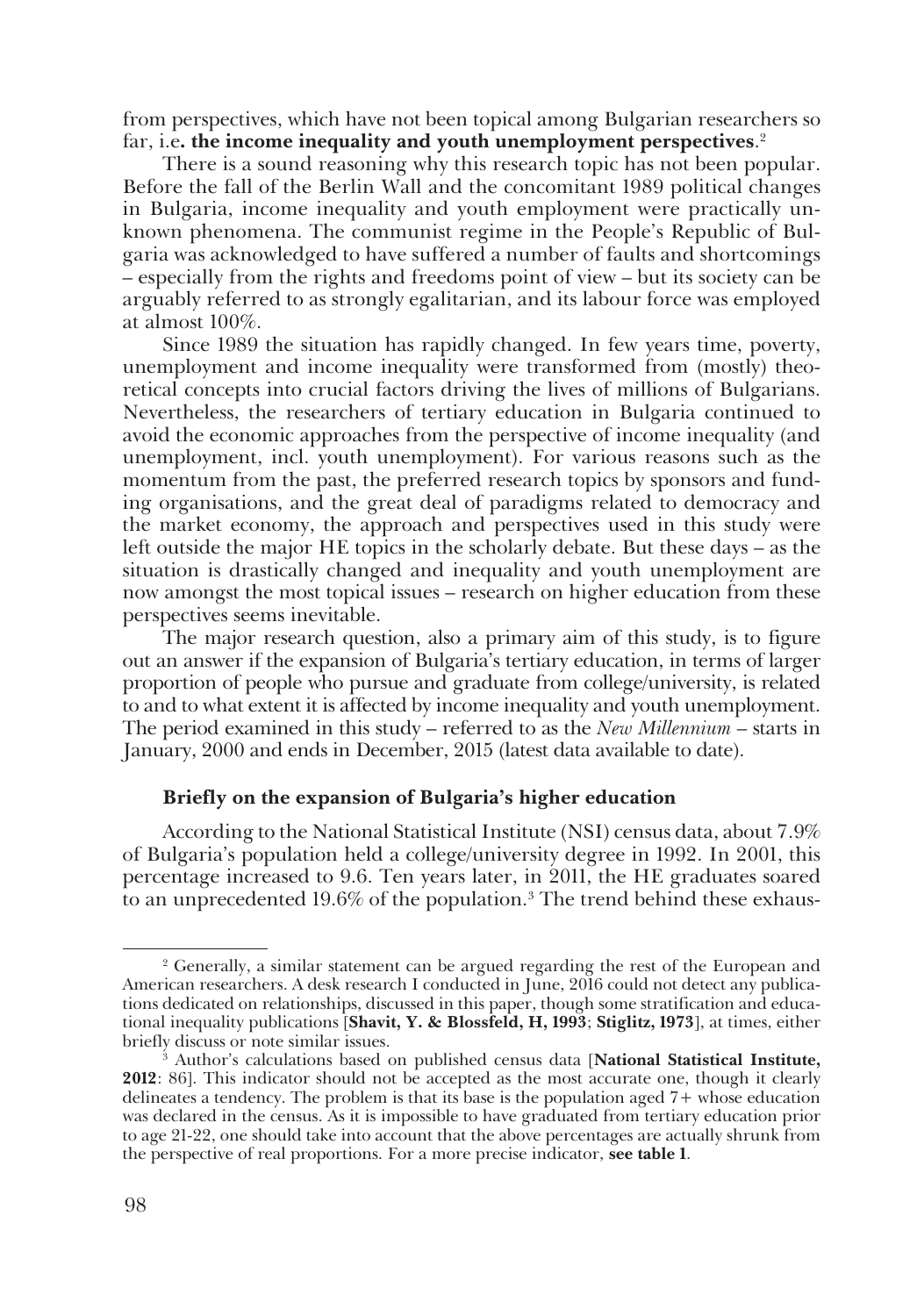from perspectives, which have not been topical among Bulgarian researchers so far, i.e**. the income inequality and youth unemployment perspectives**.[2]

There is a sound reasoning why this research topic has not been popular. Before the fall of the Berlin Wall and the concomitant 1989 political changes in Bulgaria, income inequality and youth employment were practically unknown phenomena. The communist regime in the People's Republic of Bulgaria was acknowledged to have suffered a number of faults and shortcomings – especially from the rights and freedoms point of view – but its society can be arguably referred to as strongly egalitarian, and its labour force was employed at almost 100%.

Since 1989 the situation has rapidly changed. In few years time, poverty, unemployment and income inequality were transformed from (mostly) theoretical concepts into crucial factors driving the lives of millions of Bulgarians. Nevertheless, the researchers of tertiary education in Bulgaria continued to avoid the economic approaches from the perspective of income inequality (and unemployment, incl. youth unemployment). For various reasons such as the momentum from the past, the preferred research topics by sponsors and funding organisations, and the great deal of paradigms related to democracy and the market economy, the approach and perspectives used in this study were left outside the major HE topics in the scholarly debate. But these days – as the situation is drastically changed and inequality and youth unemployment are now amongst the most topical issues – research on higher education from these perspectives seems inevitable.

The major research question, also a primary aim of this study, is to figure out an answer if the expansion of Bulgaria's tertiary education, in terms of larger proportion of people who pursue and graduate from college/university, is related to and to what extent it is affected by income inequality and youth unemployment. The period examined in this study – referred to as the *New Millennium* – starts in January, 2000 and ends in December, 2015 (latest data available to date).

### Briefly on the expansion of Bulgaria's higher education

According to the National Statistical Institute (NSI) census data, about 7.9% of Bulgaria's population held a college/university degree in 1992. In 2001, this percentage increased to 9.6. Ten years later, in 2011, the HE graduates soared to an unprecedented 19.6% of the population.[3] The trend behind these exhaus-

---

[2] Generally, a similar statement can be argued regarding the rest of the European and American researchers. A desk research I conducted in June, 2016 could not detect any publications dedicated on relationships, discussed in this paper, though some stratification and educational inequality publications [**Shavit, Y. & Blossfeld, H, 1993**; **Stiglitz, 1973**], at times, either briefly discuss or note similar issues.

[3] Author's calculations based on published census data [**National Statistical Institute, 2012**: 86]. This indicator should not be accepted as the most accurate one, though it clearly delineates a tendency. The problem is that its base is the population aged 7+ whose education was declared in the census. As it is impossible to have graduated from tertiary education prior to age 21-22, one should take into account that the above percentages are actually shrunk from the perspective of real proportions. For a more precise indicator, **see table 1**.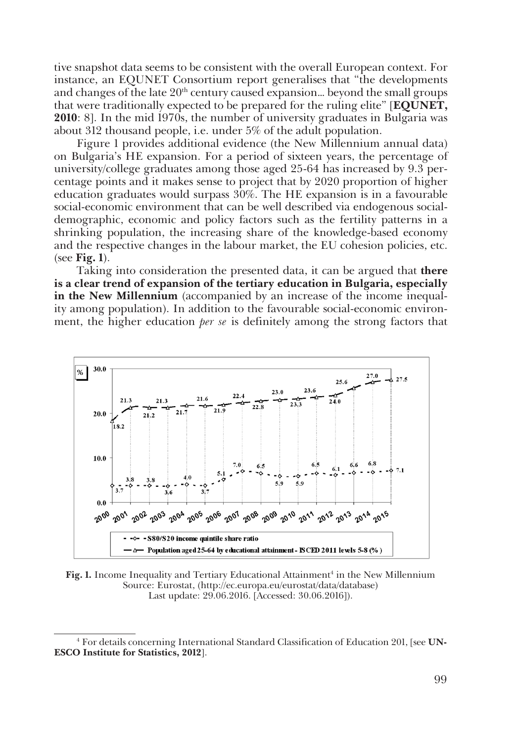tive snapshot data seems to be consistent with the overall European context. For instance, an EQUNET Consortium report generalises that "the developments and changes of the late 20th century caused expansion... beyond the small groups that were traditionally expected to be prepared for the ruling elite" [**EQUNET, 2010**: 8]. In the mid 1970s, the number of university graduates in Bulgaria was about 312 thousand people, i.e. under 5% of the adult population.

Figure 1 provides additional evidence (the New Millennium annual data) on Bulgaria's HE expansion. For a period of sixteen years, the percentage of university/college graduates among those aged 25-64 has increased by 9.3 percentage points and it makes sense to project that by 2020 proportion of higher education graduates would surpass 30%. The HE expansion is in a favourable social-economic environment that can be well described via endogenous social-demographic, economic and policy factors such as the fertility patterns in a shrinking population, the increasing share of the knowledge-based economy and the respective changes in the labour market, the EU cohesion policies, etc. (see **Fig. 1**).

Taking into consideration the presented data, it can be argued that **there is a clear trend of expansion of the tertiary education in Bulgaria, especially in the New Millennium** (accompanied by an increase of the income inequality among population). In addition to the favourable social-economic environment, the higher education *per se* is definitely among the strong factors that

| Year | S80/S20 income quintile share ratio | Population aged 25-64 by educational attainment - ISCED 2011 levels 5-8 (%) |
|---|---|---|
| 2000 | 3.7 | 18.2 |
| 2001 | 3.8 | 21.3 |
| 2002 | 3.8 | 21.2 |
| 2003 | 3.6 | 21.3 |
| 2004 | 4.0 | 21.7 |
| 2005 | 3.7 | 21.6 |
| 2006 | 5.1 | 21.9 |
| 2007 | 7.0 | 22.4 |
| 2008 | 6.5 | 22.8 |
| 2009 | 5.9 | 23.0 |
| 2010 | 5.9 | 23.3 |
| 2011 | 6.5 | 23.6 |
| 2012 | 6.1 | 24.0 |
| 2013 | 6.6 | 25.6 |
| 2014 | 6.8 | 27.0 |
| 2015 | 7.1 | 27.5 |

**Fig. 1.** Income Inequality and Tertiary Educational Attainment[4] in the New Millennium
Source: Eurostat, (http://ec.europa.eu/eurostat/data/database)
Last update: 29.06.2016. [Accessed: 30.06.2016]).

[4] For details concerning International Standard Classification of Education 201, [see **UNESCO Institute for Statistics, 2012**].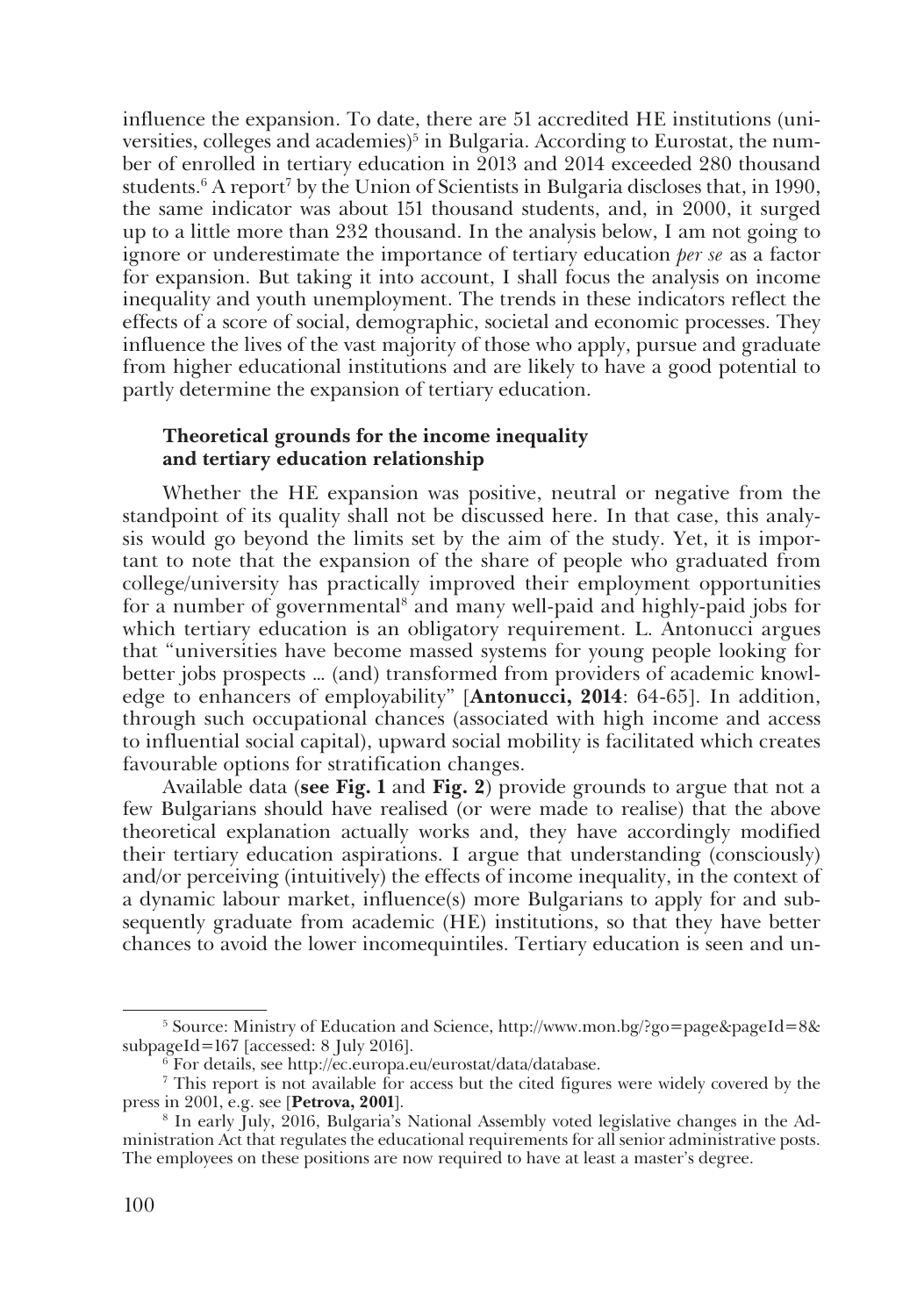influence the expansion. To date, there are 51 accredited HE institutions (universities, colleges and academies)[5] in Bulgaria. According to Eurostat, the number of enrolled in tertiary education in 2013 and 2014 exceeded 280 thousand students.[6] A report[7] by the Union of Scientists in Bulgaria discloses that, in 1990, the same indicator was about 151 thousand students, and, in 2000, it surged up to a little more than 232 thousand. In the analysis below, I am not going to ignore or underestimate the importance of tertiary education *per se* as a factor for expansion. But taking it into account, I shall focus the analysis on income inequality and youth unemployment. The trends in these indicators reflect the effects of a score of social, demographic, societal and economic processes. They influence the lives of the vast majority of those who apply, pursue and graduate from higher educational institutions and are likely to have a good potential to partly determine the expansion of tertiary education.

### Theoretical grounds for the income inequality and tertiary education relationship

Whether the HE expansion was positive, neutral or negative from the standpoint of its quality shall not be discussed here. In that case, this analysis would go beyond the limits set by the aim of the study. Yet, it is important to note that the expansion of the share of people who graduated from college/university has practically improved their employment opportunities for a number of governmental[8] and many well-paid and highly-paid jobs for which tertiary education is an obligatory requirement. L. Antonucci argues that "universities have become massed systems for young people looking for better jobs prospects … (and) transformed from providers of academic knowledge to enhancers of employability" [**Antonucci, 2014**: 64-65]. In addition, through such occupational chances (associated with high income and access to influential social capital), upward social mobility is facilitated which creates favourable options for stratification changes.

Available data (**see Fig. 1** and **Fig. 2**) provide grounds to argue that not a few Bulgarians should have realised (or were made to realise) that the above theoretical explanation actually works and, they have accordingly modified their tertiary education aspirations. I argue that understanding (consciously) and/or perceiving (intuitively) the effects of income inequality, in the context of a dynamic labour market, influence(s) more Bulgarians to apply for and subsequently graduate from academic (HE) institutions, so that they have better chances to avoid the lower incomequintiles. Tertiary education is seen and un-

---

[5] Source: Ministry of Education and Science, http://www.mon.bg/?go=page&pageId=8&subpageId=167 [accessed: 8 July 2016].

[6] For details, see http://ec.europa.eu/eurostat/data/database.

[7] This report is not available for access but the cited figures were widely covered by the press in 2001, e.g. see [**Petrova, 2001**].

[8] In early July, 2016, Bulgaria's National Assembly voted legislative changes in the Administration Act that regulates the educational requirements for all senior administrative posts. The employees on these positions are now required to have at least a master's degree.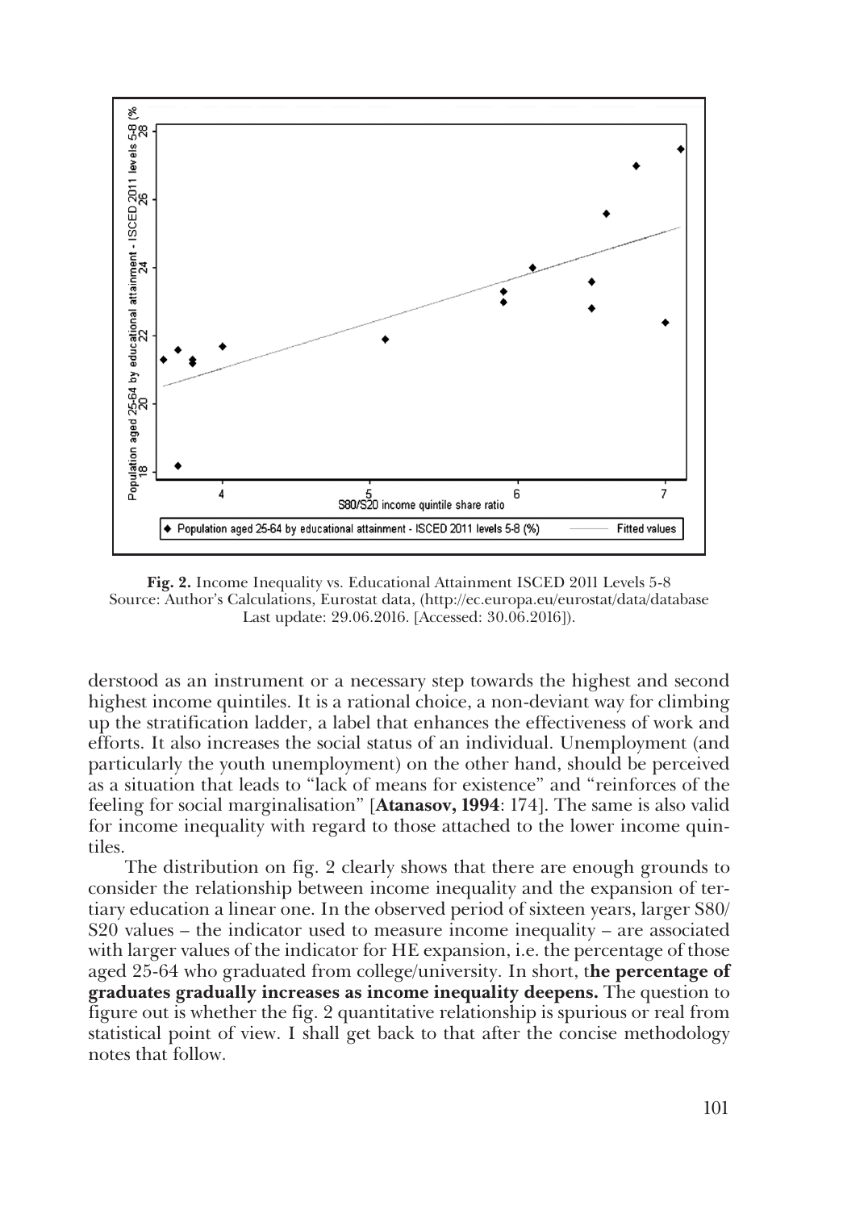**Fig. 2.** Income Inequality vs. Educational Attainment ISCED 2011 Levels 5-8
Source: Author's Calculations, Eurostat data, (http://ec.europa.eu/eurostat/data/database Last update: 29.06.2016. [Accessed: 30.06.2016]).

derstood as an instrument or a necessary step towards the highest and second highest income quintiles. It is a rational choice, a non-deviant way for climbing up the stratification ladder, a label that enhances the effectiveness of work and efforts. It also increases the social status of an individual. Unemployment (and particularly the youth unemployment) on the other hand, should be perceived as a situation that leads to "lack of means for existence" and "reinforces of the feeling for social marginalisation" [**Atanasov, 1994**: 174]. The same is also valid for income inequality with regard to those attached to the lower income quintiles.

The distribution on fig. 2 clearly shows that there are enough grounds to consider the relationship between income inequality and the expansion of tertiary education a linear one. In the observed period of sixteen years, larger S80/S20 values – the indicator used to measure income inequality – are associated with larger values of the indicator for HE expansion, i.e. the percentage of those aged 25-64 who graduated from college/university. In short, t**he percentage of graduates gradually increases as income inequality deepens.** The question to figure out is whether the fig. 2 quantitative relationship is spurious or real from statistical point of view. I shall get back to that after the concise methodology notes that follow.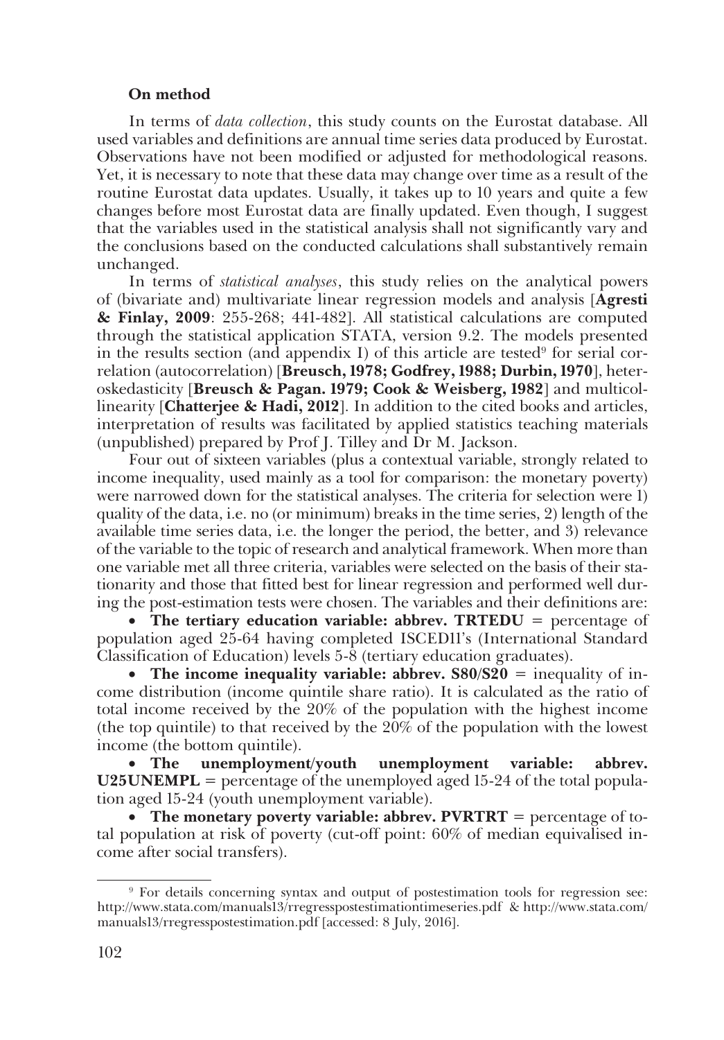### On method

In terms of *data collection*, this study counts on the Eurostat database. All used variables and definitions are annual time series data produced by Eurostat. Observations have not been modified or adjusted for methodological reasons. Yet, it is necessary to note that these data may change over time as a result of the routine Eurostat data updates. Usually, it takes up to 10 years and quite a few changes before most Eurostat data are finally updated. Even though, I suggest that the variables used in the statistical analysis shall not significantly vary and the conclusions based on the conducted calculations shall substantively remain unchanged.

In terms of *statistical analyses*, this study relies on the analytical powers of (bivariate and) multivariate linear regression models and analysis [**Agresti & Finlay, 2009**: 255-268; 441-482]. All statistical calculations are computed through the statistical application STATA, version 9.2. The models presented in the results section (and appendix I) of this article are tested[9] for serial correlation (autocorrelation) [**Breusch, 1978; Godfrey, 1988; Durbin, 1970**], heteroskedasticity [**Breusch & Pagan. 1979; Cook & Weisberg, 1982**] and multicollinearity [**Chatterjee & Hadi, 2012**]. In addition to the cited books and articles, interpretation of results was facilitated by applied statistics teaching materials (unpublished) prepared by Prof J. Tilley and Dr M. Jackson.

Four out of sixteen variables (plus a contextual variable, strongly related to income inequality, used mainly as a tool for comparison: the monetary poverty) were narrowed down for the statistical analyses. The criteria for selection were 1) quality of the data, i.e. no (or minimum) breaks in the time series, 2) length of the available time series data, i.e. the longer the period, the better, and 3) relevance of the variable to the topic of research and analytical framework. When more than one variable met all three criteria, variables were selected on the basis of their stationarity and those that fitted best for linear regression and performed well during the post-estimation tests were chosen. The variables and their definitions are:

- **The tertiary education variable: abbrev. TRTEDU** = percentage of population aged 25-64 having completed ISCED11's (International Standard Classification of Education) levels 5-8 (tertiary education graduates).
- **The income inequality variable: abbrev. S80/S20** = inequality of income distribution (income quintile share ratio). It is calculated as the ratio of total income received by the 20% of the population with the highest income (the top quintile) to that received by the 20% of the population with the lowest income (the bottom quintile).
- **The unemployment/youth unemployment variable: abbrev. U25UNEMPL** = percentage of the unemployed aged 15-24 of the total population aged 15-24 (youth unemployment variable).
- **The monetary poverty variable: abbrev. PVRTRT** = percentage of total population at risk of poverty (cut-off point: 60% of median equivalised income after social transfers).

---

[9] For details concerning syntax and output of postestimation tools for regression see: http://www.stata.com/manuals13/rregresspostestimationtimeseries.pdf & http://www.stata.com/manuals13/rregresspostestimation.pdf [accessed: 8 July, 2016].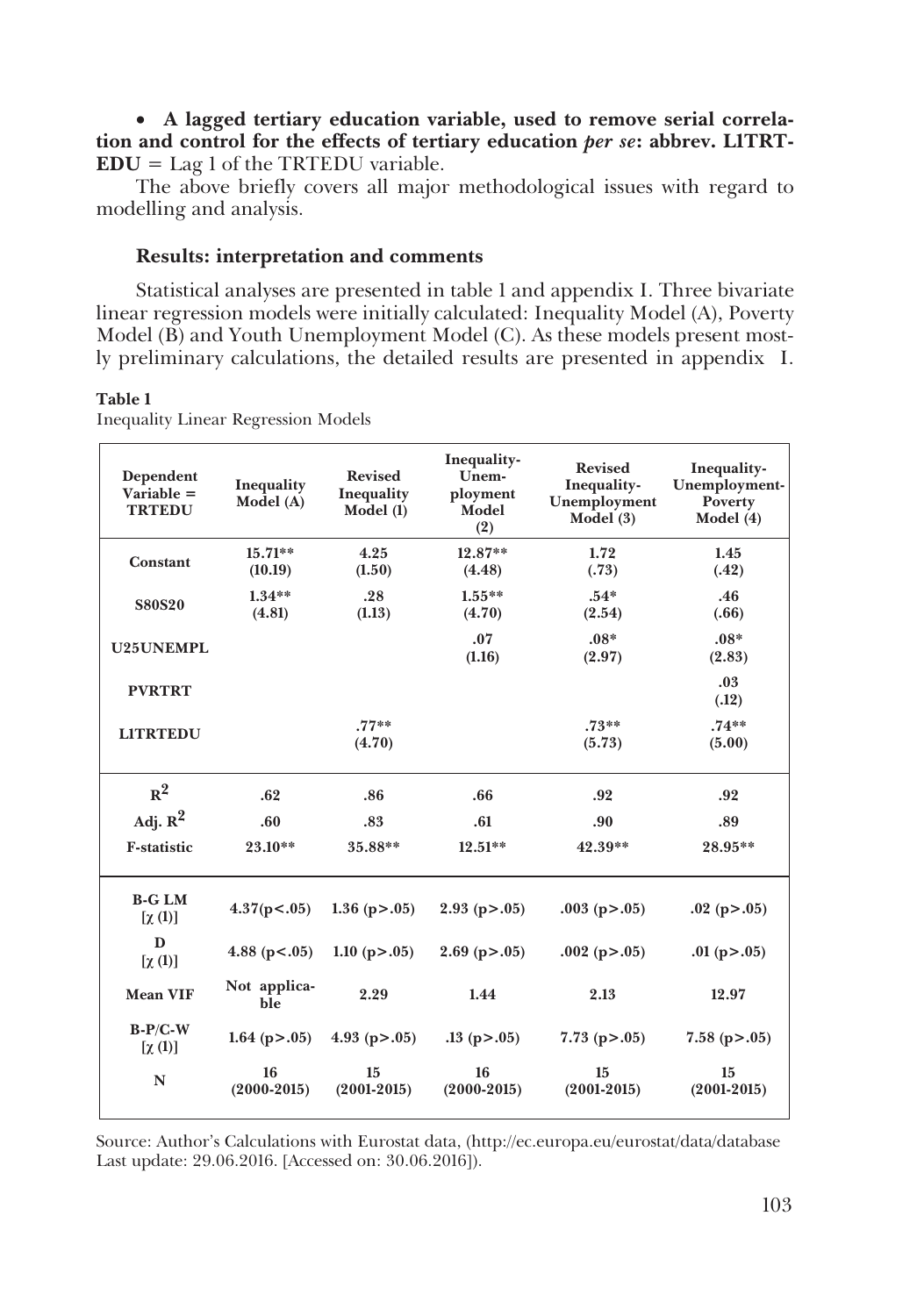- **A lagged tertiary education variable, used to remove serial correlation and control for the effects of tertiary education *per se*: abbrev. L1TRTEDU** = Lag 1 of the TRTEDU variable.

The above briefly covers all major methodological issues with regard to modelling and analysis.

### Results: interpretation and comments

Statistical analyses are presented in table 1 and appendix I. Three bivariate linear regression models were initially calculated: Inequality Model (A), Poverty Model (B) and Youth Unemployment Model (C). As these models present mostly preliminary calculations, the detailed results are presented in appendix I.

**Table 1**

Inequality Linear Regression Models

| Dependent Variable = TRTEDU | Inequality Model (A) | Revised Inequality Model (1) | Inequality-Unemployment Model (2) | Revised Inequality-Unemployment Model (3) | Inequality-Unemployment-Poverty Model (4) |
|---|---|---|---|---|---|
| **Constant** | 15.71** (10.19) | 4.25 (1.50) | 12.87** (4.48) | 1.72 (.73) | 1.45 (.42) |
| **S80S20** | 1.34** (4.81) | .28 (1.13) | 1.55** (4.70) | .54* (2.54) | .46 (.66) |
| **U25UNEMPL** | | | .07 (1.16) | .08* (2.97) | .08* (2.83) |
| **PVRTRT** | | | | | .03 (.12) |
| **L1TRTEDU** | | .77** (4.70) | | .73** (5.73) | .74** (5.00) |
| $R^2$ | .62 | .86 | .66 | .92 | .92 |
| Adj. $R^2$ | .60 | .83 | .61 | .90 | .89 |
| **F-statistic** | 23.10** | 35.88** | 12.51** | 42.39** | 28.95** |
| **B-G LM** [$\chi$ (1)] | 4.37($p<.05$) | 1.36 ($p>.05$) | 2.93 ($p>.05$) | .003 ($p>.05$) | .02 ($p>.05$) |
| **D** [$\chi$ (1)] | 4.88 ($p<.05$) | 1.10 ($p>.05$) | 2.69 ($p>.05$) | .002 ($p>.05$) | .01 ($p>.05$) |
| **Mean VIF** | Not applicable | 2.29 | 1.44 | 2.13 | 12.97 |
| **B-P/C-W** [$\chi$ (1)] | 1.64 ($p>.05$) | 4.93 ($p>.05$) | .13 ($p>.05$) | 7.73 ($p>.05$) | 7.58 ($p>.05$) |
| **N** | 16 (2000-2015) | 15 (2001-2015) | 16 (2000-2015) | 15 (2001-2015) | 15 (2001-2015) |

Source: Author's Calculations with Eurostat data, (http://ec.europa.eu/eurostat/data/database Last update: 29.06.2016. [Accessed on: 30.06.2016]).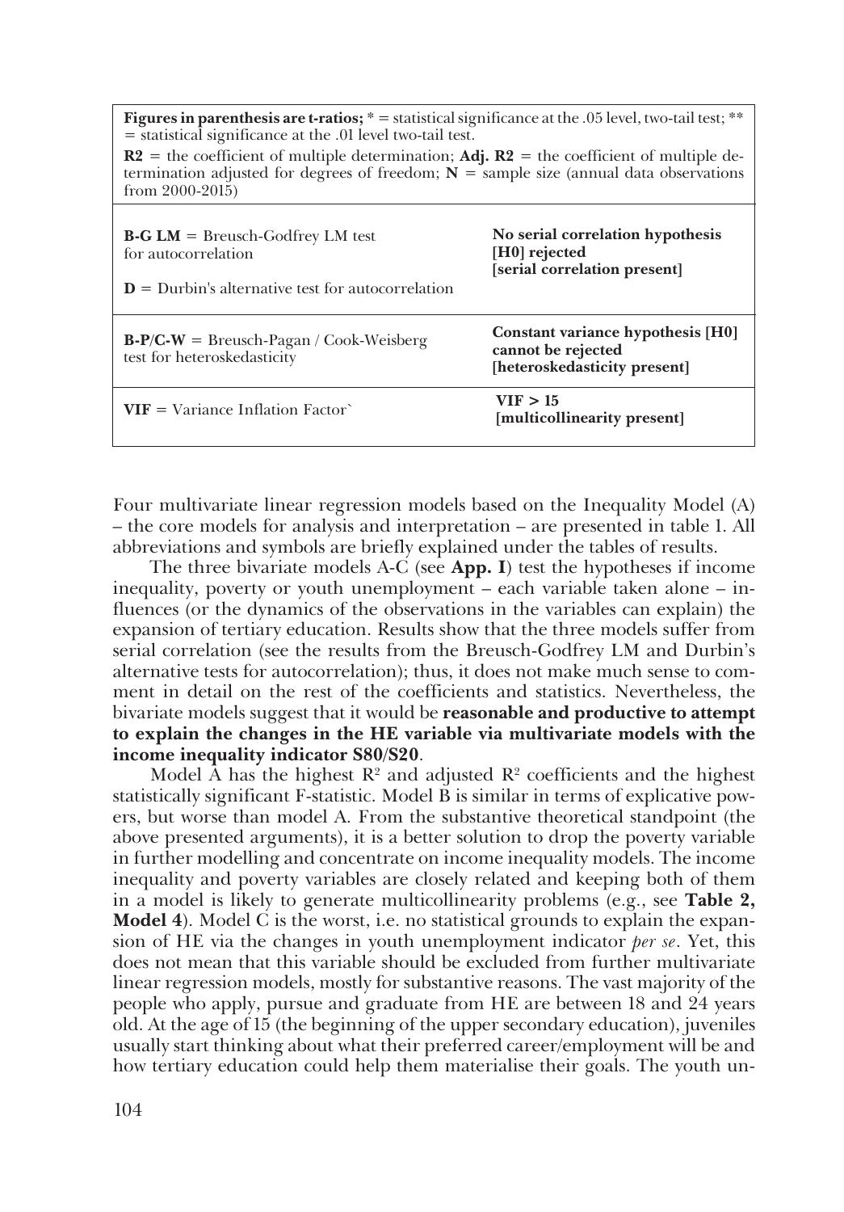| | |
|---|---|
| **Figures in parenthesis are t-ratios;** * = statistical significance at the .05 level, two-tail test; ** = statistical significance at the .01 level two-tail test.<br>**R2** = the coefficient of multiple determination; **Adj. R2** = the coefficient of multiple determination adjusted for degrees of freedom; **N** = sample size (annual data observations from 2000-2015) | |
| **B-G LM** = Breusch-Godfrey LM test for autocorrelation<br>**D** = Durbin's alternative test for autocorrelation | **No serial correlation hypothesis [H0] rejected [serial correlation present]** |
| **B-P/C-W** = Breusch-Pagan / Cook-Weisberg test for heteroskedasticity | **Constant variance hypothesis [H0] cannot be rejected [heteroskedasticity present]** |
| **VIF** = Variance Inflation Factor` | **VIF > 15 [multicollinearity present]** |

Four multivariate linear regression models based on the Inequality Model (A) – the core models for analysis and interpretation – are presented in table 1. All abbreviations and symbols are briefly explained under the tables of results.

The three bivariate models A-C (see **App. I**) test the hypotheses if income inequality, poverty or youth unemployment – each variable taken alone – influences (or the dynamics of the observations in the variables can explain) the expansion of tertiary education. Results show that the three models suffer from serial correlation (see the results from the Breusch-Godfrey LM and Durbin's alternative tests for autocorrelation); thus, it does not make much sense to comment in detail on the rest of the coefficients and statistics. Nevertheless, the bivariate models suggest that it would be **reasonable and productive to attempt to explain the changes in the HE variable via multivariate models with the income inequality indicator S80/S20**.

Model A has the highest $R^2$ and adjusted $R^2$ coefficients and the highest statistically significant F-statistic. Model B is similar in terms of explicative powers, but worse than model A. From the substantive theoretical standpoint (the above presented arguments), it is a better solution to drop the poverty variable in further modelling and concentrate on income inequality models. The income inequality and poverty variables are closely related and keeping both of them in a model is likely to generate multicollinearity problems (e.g., see **Table 2, Model 4**). Model C is the worst, i.e. no statistical grounds to explain the expansion of HE via the changes in youth unemployment indicator *per se*. Yet, this does not mean that this variable should be excluded from further multivariate linear regression models, mostly for substantive reasons. The vast majority of the people who apply, pursue and graduate from HE are between 18 and 24 years old. At the age of 15 (the beginning of the upper secondary education), juveniles usually start thinking about what their preferred career/employment will be and how tertiary education could help them materialise their goals. The youth un-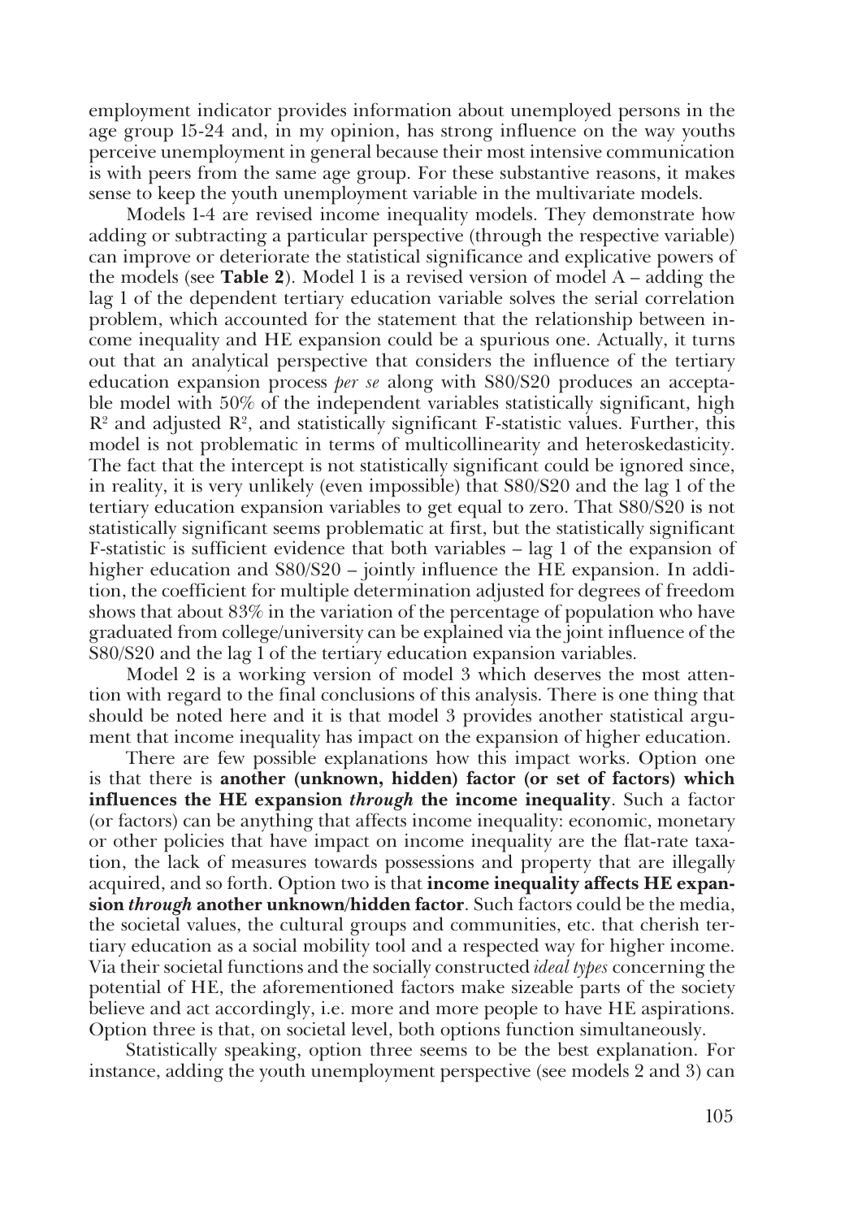employment indicator provides information about unemployed persons in the age group 15-24 and, in my opinion, has strong influence on the way youths perceive unemployment in general because their most intensive communication is with peers from the same age group. For these substantive reasons, it makes sense to keep the youth unemployment variable in the multivariate models.

Models 1-4 are revised income inequality models. They demonstrate how adding or subtracting a particular perspective (through the respective variable) can improve or deteriorate the statistical significance and explicative powers of the models (see **Table 2**). Model 1 is a revised version of model A – adding the lag 1 of the dependent tertiary education variable solves the serial correlation problem, which accounted for the statement that the relationship between income inequality and HE expansion could be a spurious one. Actually, it turns out that an analytical perspective that considers the influence of the tertiary education expansion process *per se* along with S80/S20 produces an acceptable model with 50% of the independent variables statistically significant, high $R^2$ and adjusted $R^2$, and statistically significant F-statistic values. Further, this model is not problematic in terms of multicollinearity and heteroskedasticity. The fact that the intercept is not statistically significant could be ignored since, in reality, it is very unlikely (even impossible) that S80/S20 and the lag 1 of the tertiary education expansion variables to get equal to zero. That S80/S20 is not statistically significant seems problematic at first, but the statistically significant F-statistic is sufficient evidence that both variables – lag 1 of the expansion of higher education and S80/S20 – jointly influence the HE expansion. In addition, the coefficient for multiple determination adjusted for degrees of freedom shows that about 83% in the variation of the percentage of population who have graduated from college/university can be explained via the joint influence of the S80/S20 and the lag 1 of the tertiary education expansion variables.

Model 2 is a working version of model 3 which deserves the most attention with regard to the final conclusions of this analysis. There is one thing that should be noted here and it is that model 3 provides another statistical argument that income inequality has impact on the expansion of higher education.

There are few possible explanations how this impact works. Option one is that there is **another (unknown, hidden) factor (or set of factors) which influences the HE expansion *through* the income inequality**. Such a factor (or factors) can be anything that affects income inequality: economic, monetary or other policies that have impact on income inequality are the flat-rate taxation, the lack of measures towards possessions and property that are illegally acquired, and so forth. Option two is that **income inequality affects HE expansion *through* another unknown/hidden factor**. Such factors could be the media, the societal values, the cultural groups and communities, etc. that cherish tertiary education as a social mobility tool and a respected way for higher income. Via their societal functions and the socially constructed *ideal types* concerning the potential of HE, the aforementioned factors make sizeable parts of the society believe and act accordingly, i.e. more and more people to have HE aspirations. Option three is that, on societal level, both options function simultaneously.

Statistically speaking, option three seems to be the best explanation. For instance, adding the youth unemployment perspective (see models 2 and 3) can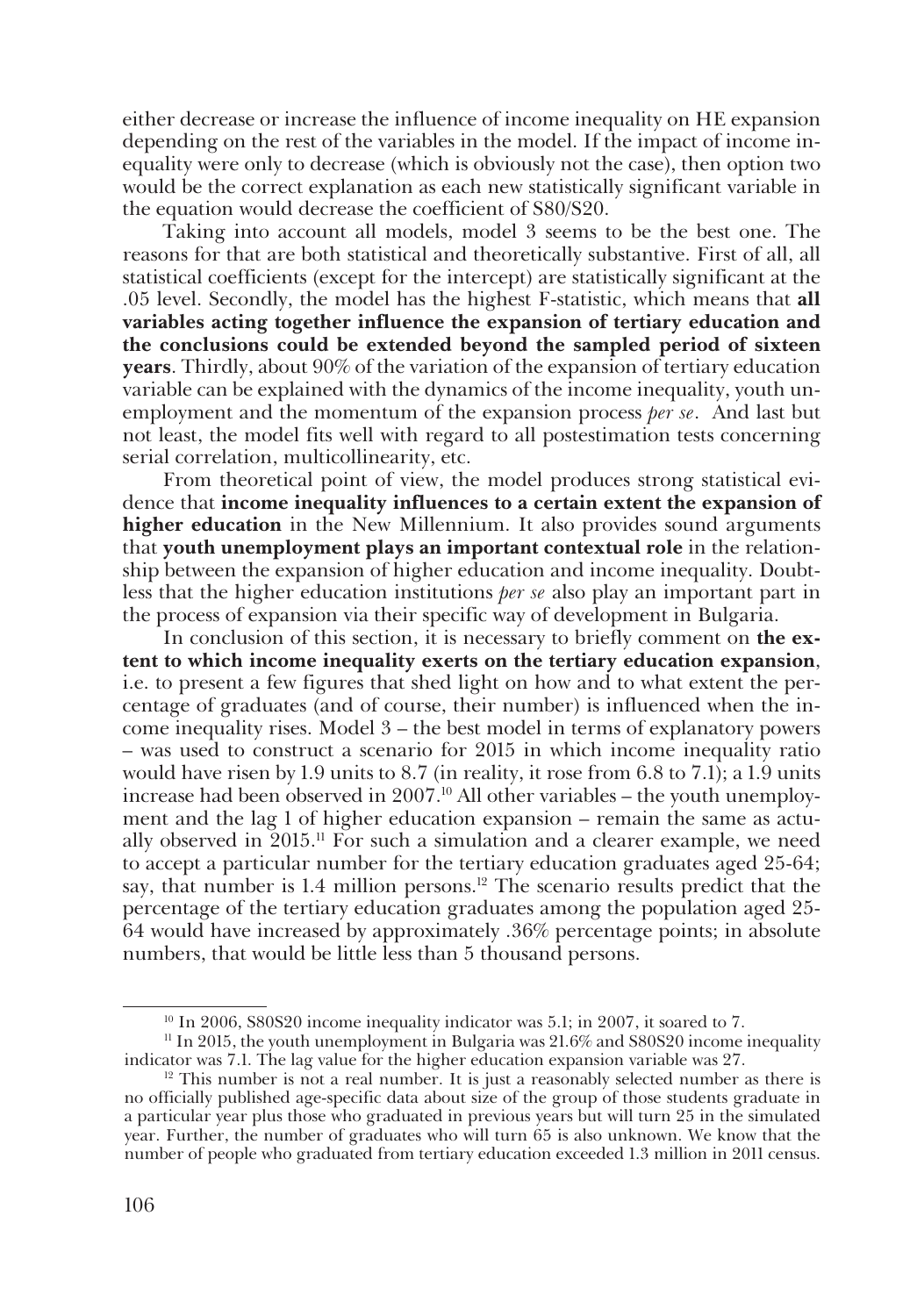either decrease or increase the influence of income inequality on HE expansion depending on the rest of the variables in the model. If the impact of income inequality were only to decrease (which is obviously not the case), then option two would be the correct explanation as each new statistically significant variable in the equation would decrease the coefficient of S80/S20.

Taking into account all models, model 3 seems to be the best one. The reasons for that are both statistical and theoretically substantive. First of all, all statistical coefficients (except for the intercept) are statistically significant at the .05 level. Secondly, the model has the highest F-statistic, which means that **all variables acting together influence the expansion of tertiary education and the conclusions could be extended beyond the sampled period of sixteen years**. Thirdly, about 90% of the variation of the expansion of tertiary education variable can be explained with the dynamics of the income inequality, youth unemployment and the momentum of the expansion process *per se*. And last but not least, the model fits well with regard to all postestimation tests concerning serial correlation, multicollinearity, etc.

From theoretical point of view, the model produces strong statistical evidence that **income inequality influences to a certain extent the expansion of higher education** in the New Millennium. It also provides sound arguments that **youth unemployment plays an important contextual role** in the relationship between the expansion of higher education and income inequality. Doubtless that the higher education institutions *per se* also play an important part in the process of expansion via their specific way of development in Bulgaria.

In conclusion of this section, it is necessary to briefly comment on **the extent to which income inequality exerts on the tertiary education expansion**, i.e. to present a few figures that shed light on how and to what extent the percentage of graduates (and of course, their number) is influenced when the income inequality rises. Model 3 – the best model in terms of explanatory powers – was used to construct a scenario for 2015 in which income inequality ratio would have risen by 1.9 units to 8.7 (in reality, it rose from 6.8 to 7.1); a 1.9 units increase had been observed in 2007.[10] All other variables – the youth unemployment and the lag 1 of higher education expansion – remain the same as actually observed in 2015.[11] For such a simulation and a clearer example, we need to accept a particular number for the tertiary education graduates aged 25-64; say, that number is 1.4 million persons.[12] The scenario results predict that the percentage of the tertiary education graduates among the population aged 25-64 would have increased by approximately .36% percentage points; in absolute numbers, that would be little less than 5 thousand persons.

---

[10] In 2006, S80S20 income inequality indicator was 5.1; in 2007, it soared to 7.

[11] In 2015, the youth unemployment in Bulgaria was 21.6% and S80S20 income inequality indicator was 7.1. The lag value for the higher education expansion variable was 27.

[12] This number is not a real number. It is just a reasonably selected number as there is no officially published age-specific data about size of the group of those students graduate in a particular year plus those who graduated in previous years but will turn 25 in the simulated year. Further, the number of graduates who will turn 65 is also unknown. We know that the number of people who graduated from tertiary education exceeded 1.3 million in 2011 census.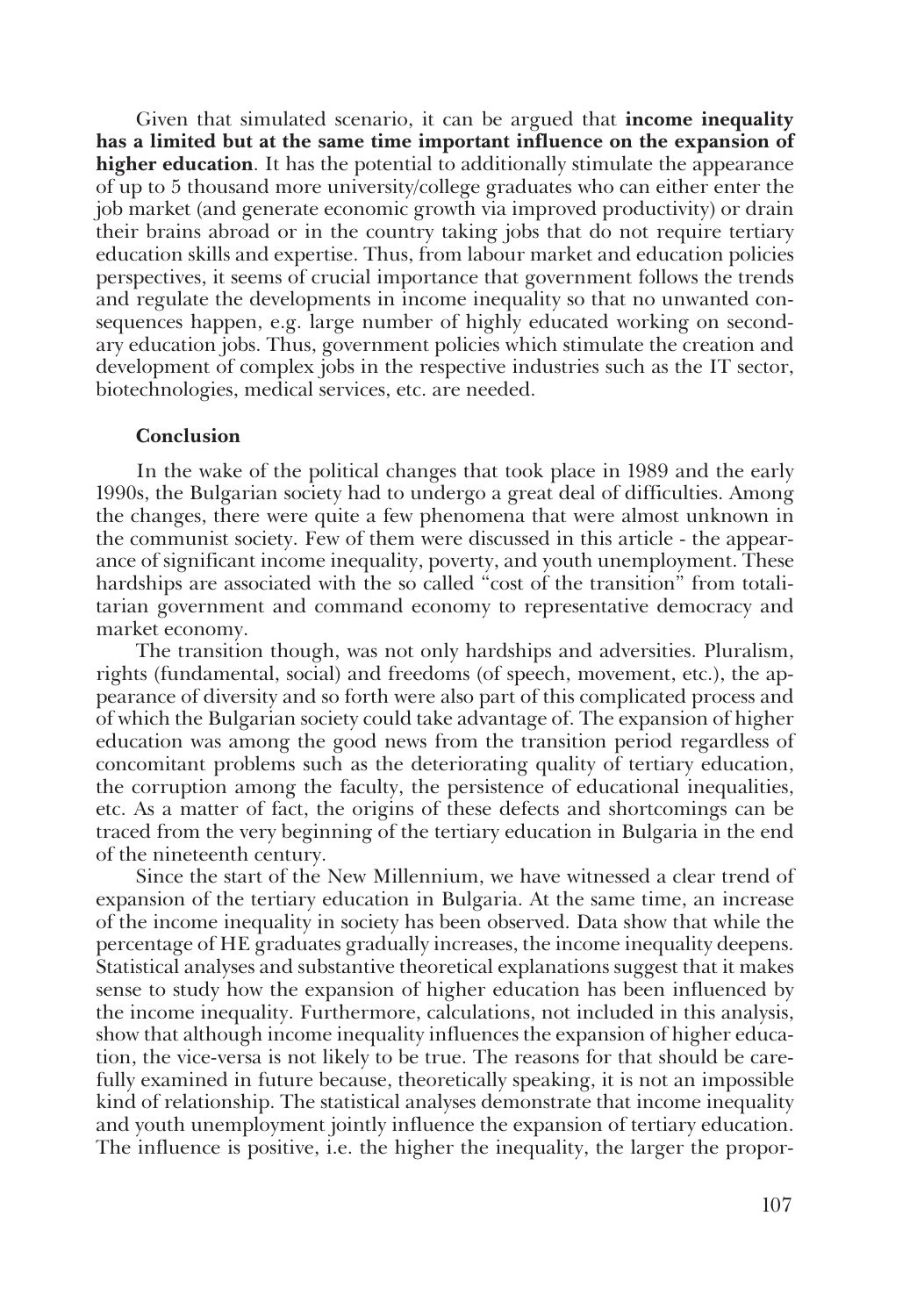Given that simulated scenario, it can be argued that **income inequality has a limited but at the same time important influence on the expansion of higher education**. It has the potential to additionally stimulate the appearance of up to 5 thousand more university/college graduates who can either enter the job market (and generate economic growth via improved productivity) or drain their brains abroad or in the country taking jobs that do not require tertiary education skills and expertise. Thus, from labour market and education policies perspectives, it seems of crucial importance that government follows the trends and regulate the developments in income inequality so that no unwanted consequences happen, e.g. large number of highly educated working on secondary education jobs. Thus, government policies which stimulate the creation and development of complex jobs in the respective industries such as the IT sector, biotechnologies, medical services, etc. are needed.

**Conclusion**

In the wake of the political changes that took place in 1989 and the early 1990s, the Bulgarian society had to undergo a great deal of difficulties. Among the changes, there were quite a few phenomena that were almost unknown in the communist society. Few of them were discussed in this article - the appearance of significant income inequality, poverty, and youth unemployment. These hardships are associated with the so called "cost of the transition" from totalitarian government and command economy to representative democracy and market economy.

The transition though, was not only hardships and adversities. Pluralism, rights (fundamental, social) and freedoms (of speech, movement, etc.), the appearance of diversity and so forth were also part of this complicated process and of which the Bulgarian society could take advantage of. The expansion of higher education was among the good news from the transition period regardless of concomitant problems such as the deteriorating quality of tertiary education, the corruption among the faculty, the persistence of educational inequalities, etc. As a matter of fact, the origins of these defects and shortcomings can be traced from the very beginning of the tertiary education in Bulgaria in the end of the nineteenth century.

Since the start of the New Millennium, we have witnessed a clear trend of expansion of the tertiary education in Bulgaria. At the same time, an increase of the income inequality in society has been observed. Data show that while the percentage of HE graduates gradually increases, the income inequality deepens. Statistical analyses and substantive theoretical explanations suggest that it makes sense to study how the expansion of higher education has been influenced by the income inequality. Furthermore, calculations, not included in this analysis, show that although income inequality influences the expansion of higher education, the vice-versa is not likely to be true. The reasons for that should be carefully examined in future because, theoretically speaking, it is not an impossible kind of relationship. The statistical analyses demonstrate that income inequality and youth unemployment jointly influence the expansion of tertiary education. The influence is positive, i.e. the higher the inequality, the larger the propor-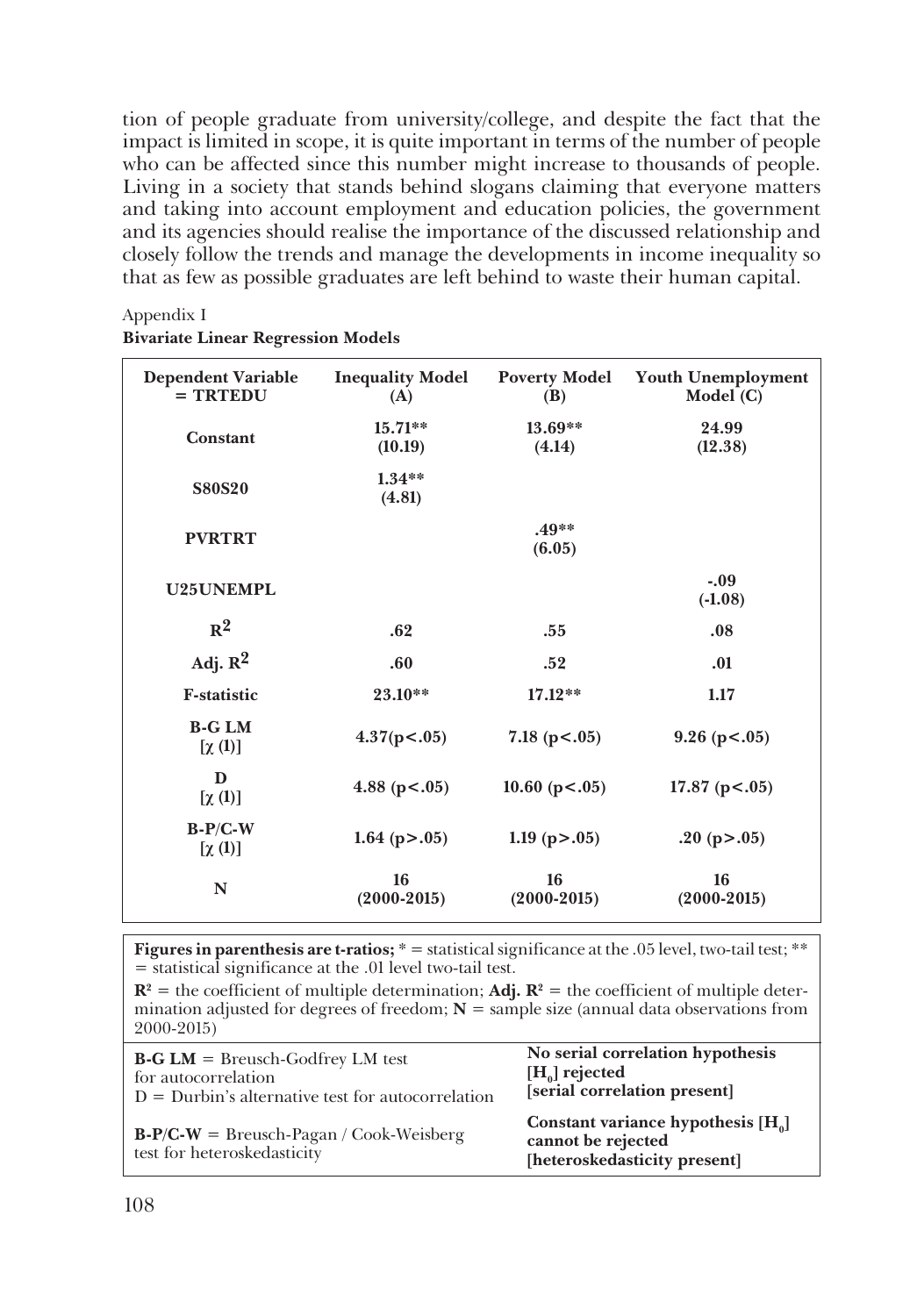tion of people graduate from university/college, and despite the fact that the impact is limited in scope, it is quite important in terms of the number of people who can be affected since this number might increase to thousands of people. Living in a society that stands behind slogans claiming that everyone matters and taking into account employment and education policies, the government and its agencies should realise the importance of the discussed relationship and closely follow the trends and manage the developments in income inequality so that as few as possible graduates are left behind to waste their human capital.

Appendix I

**Bivariate Linear Regression Models**

| **Dependent Variable = TRTEDU** | **Inequality Model (A)** | **Poverty Model (B)** | **Youth Unemployment Model (C)** |
|---|---|---|---|
| **Constant** | **15.71\*\*** **(10.19)** | **13.69\*\*** **(4.14)** | **24.99** **(12.38)** |
| **S80S20** | **1.34\*\*** **(4.81)** | | |
| **PVRTRT** | | **.49\*\*** **(6.05)** | |
| **U25UNEMPL** | | | **-.09** **(-1.08)** |
| $\mathbf{R^2}$ | **.62** | **.55** | **.08** |
| **Adj.** $\mathbf{R^2}$ | **.60** | **.52** | **.01** |
| **F-statistic** | **23.10\*\*** | **17.12\*\*** | **1.17** |
| **B-G LM** $[\chi(1)]$ | **4.37(p<.05)** | **7.18 (p<.05)** | **9.26 (p<.05)** |
| **D** $[\chi(1)]$ | **4.88 (p<.05)** | **10.60 (p<.05)** | **17.87 (p<.05)** |
| **B-P/C-W** $[\chi(1)]$ | **1.64 (p>.05)** | **1.19 (p>.05)** | **.20 (p>.05)** |
| **N** | **16** **(2000-2015)** | **16** **(2000-2015)** | **16** **(2000-2015)** |

**Figures in parenthesis are t-ratios;** * = statistical significance at the .05 level, two-tail test; ** = statistical significance at the .01 level two-tail test.

$\mathbf{R^2}$ = the coefficient of multiple determination; **Adj.** $\mathbf{R^2}$ = the coefficient of multiple determination adjusted for degrees of freedom; **N** = sample size (annual data observations from 2000-2015)

| | |
|---|---|
| **B-G LM** = Breusch-Godfrey LM test for autocorrelation<br>D = Durbin's alternative test for autocorrelation | **No serial correlation hypothesis** $[\mathbf{H_0}]$ **rejected [serial correlation present]** |
| **B-P/C-W** = Breusch-Pagan / Cook-Weisberg test for heteroskedasticity | **Constant variance hypothesis** $[\mathbf{H_0}]$ **cannot be rejected [heteroskedasticity present]** |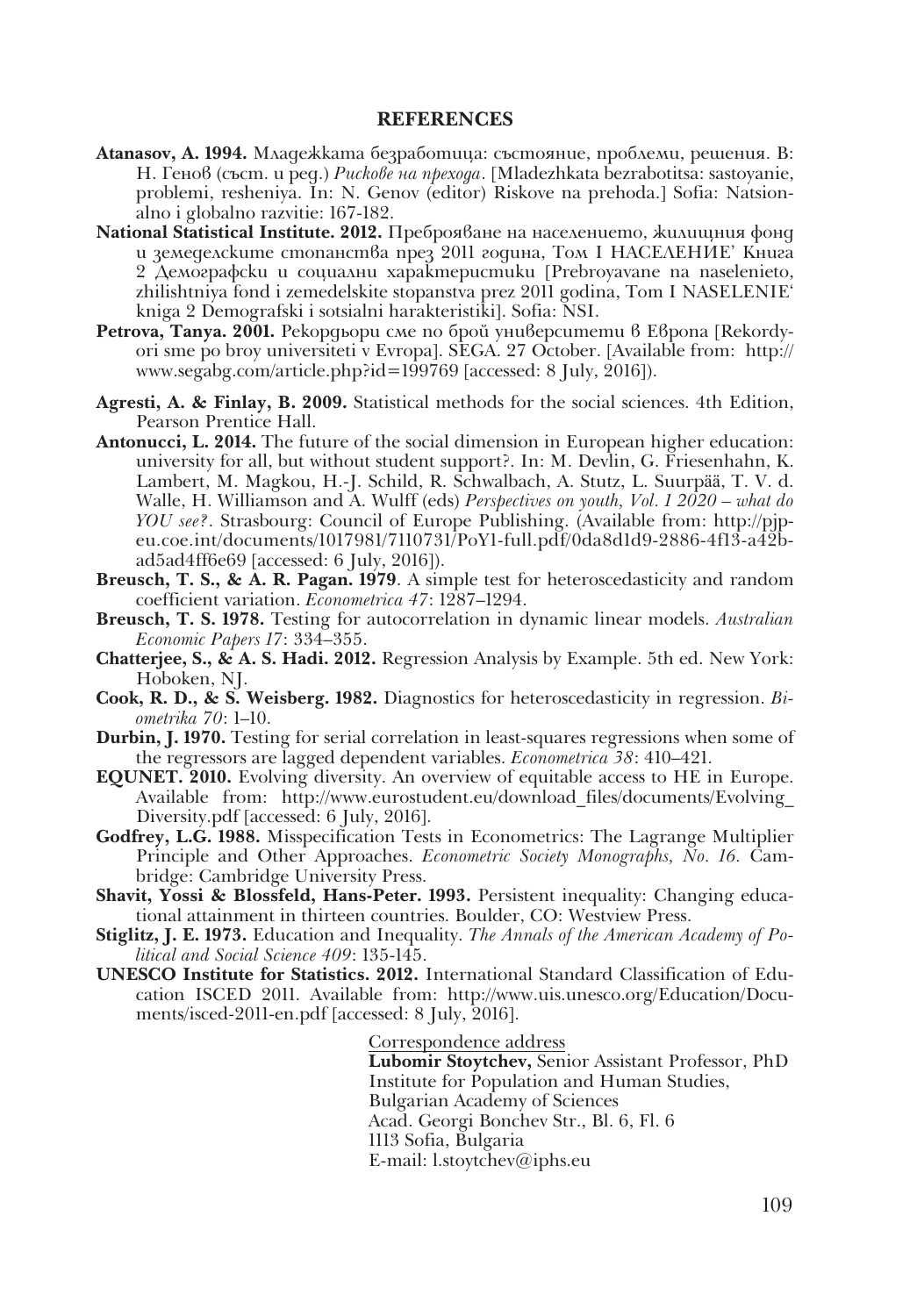## REFERENCES

**Atanasov, A. 1994.** Младежката безработица: състояние, проблеми, решения. В: Н. Генов (съст. и ред.) *Рискове на прехода*. [Mladezhkata bezrabotitsa: sastoyanie, problemi, resheniya. In: N. Genov (editor) Riskove na prehoda.] Sofia: Natsionalno i globalno razvitie: 167-182.

**National Statistical Institute. 2012.** Преброяване на населението, жилищния фонд и земеделските стопанства през 2011 година, Том I НАСЕЛЕНИЕ' Книга 2 Демографски и социални характеристики [Prebroyavane na naselenieto, zhilishtniya fond i zemedelskite stopanstva prez 2011 godina, Tom I NASELENIE' kniga 2 Demografski i sotsialni harakteristiki]. Sofia: NSI.

**Petrova, Tanya. 2001.** Рекордьори сме по брой университети в Европа [Rekordyori sme po broy universiteti v Evropa]. SEGA. 27 October. [Available from: http://www.segabg.com/article.php?id=199769 [accessed: 8 July, 2016]).

**Agresti, A. & Finlay, B. 2009.** Statistical methods for the social sciences. 4th Edition, Pearson Prentice Hall.

**Antonucci, L. 2014.** The future of the social dimension in European higher education: university for all, but without student support?. In: M. Devlin, G. Friesenhahn, K. Lambert, M. Magkou, H.-J. Schild, R. Schwalbach, A. Stutz, L. Suurpää, T. V. d. Walle, H. Williamson and A. Wulff (eds) *Perspectives on youth, Vol. 1 2020 – what do YOU see?*. Strasbourg: Council of Europe Publishing. (Available from: http://pjp-eu.coe.int/documents/1017981/7110731/PoY1-full.pdf/0da8d1d9-2886-4f13-a42b-ad5ad4ff6e69 [accessed: 6 July, 2016]).

**Breusch, T. S., & A. R. Pagan. 1979**. A simple test for heteroscedasticity and random coefficient variation. *Econometrica 47*: 1287–1294.

**Breusch, T. S. 1978.** Testing for autocorrelation in dynamic linear models. *Australian Economic Papers 17*: 334–355.

**Chatterjee, S., & A. S. Hadi. 2012.** Regression Analysis by Example. 5th ed. New York: Hoboken, NJ.

**Cook, R. D., & S. Weisberg. 1982.** Diagnostics for heteroscedasticity in regression. *Biometrika 70*: 1–10.

**Durbin, J. 1970.** Testing for serial correlation in least-squares regressions when some of the regressors are lagged dependent variables. *Econometrica 38*: 410–421.

**EQUNET. 2010.** Evolving diversity. An overview of equitable access to HE in Europe. Available from: http://www.eurostudent.eu/download_files/documents/Evolving_Diversity.pdf [accessed: 6 July, 2016].

**Godfrey, L.G. 1988.** Misspecification Tests in Econometrics: The Lagrange Multiplier Principle and Other Approaches. *Econometric Society Monographs, No. 16*. Cambridge: Cambridge University Press.

**Shavit, Yossi & Blossfeld, Hans-Peter. 1993.** Persistent inequality: Changing educational attainment in thirteen countries. Boulder, CO: Westview Press.

**Stiglitz, J. E. 1973.** Education and Inequality. *The Annals of the American Academy of Political and Social Science 409*: 135-145.

**UNESCO Institute for Statistics. 2012.** International Standard Classification of Education ISCED 2011. Available from: http://www.uis.unesco.org/Education/Documents/isced-2011-en.pdf [accessed: 8 July, 2016].

Correspondence address
**Lubomir Stoytchev,** Senior Assistant Professor, PhD
Institute for Population and Human Studies,
Bulgarian Academy of Sciences
Acad. Georgi Bonchev Str., Bl. 6, Fl. 6
1113 Sofia, Bulgaria
E-mail: l.stoytchev@iphs.eu